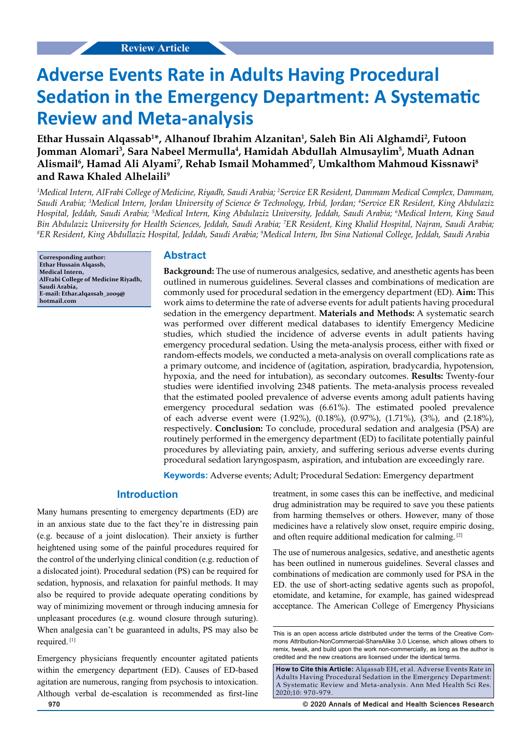Review Article

# Adverse Events Rate in Adults Having Procedural Sedation in the Emergency Department: A Systematic Review and Meta-analysis

**Ethar Hussain Alqassab[1]*, Alhanouf Ibrahim Alzanitan[1], Saleh Bin Ali Alghamdi[2], Futoon Jomman Alomari[3], Sara Nabeel Mermulla[4], Hamidah Abdullah Almusaylim[5], Muath Adnan Alismail[6], Hamad Ali Alyami[7], Rehab Ismail Mohammed[7], Umkalthom Mahmoud Kissnawi[8] and Rawa Khaled Alhelaili[9]**

*[1]Medical Intern, AlFrabi College of Medicine, Riyadh, Saudi Arabia; [2]Service ER Resident, Dammam Medical Complex, Dammam, Saudi Arabia; [3]Medical Intern, Jordan University of Science & Technology, Irbid, Jordan; [4]Service ER Resident, King Abdulaziz Hospital, Jeddah, Saudi Arabia; [5]Medical Intern, King Abdulaziz University, Jeddah, Saudi Arabia; [6]Medical Intern, King Saud Bin Abdulaziz University for Health Sciences, Jeddah, Saudi Arabia; [7]ER Resident, King Khalid Hospital, Najran, Saudi Arabia; [8]ER Resident, King Abdullaziz Hospital, Jeddah, Saudi Arabia; [9]Medical Intern, Ibn Sina National College, Jeddah, Saudi Arabia*

**Corresponding author: Ethar Hussain Alqassb, Medical Intern, AlFrabi College of Medicine Riyadh, Saudi Arabia, E-mail: Ethar.alqassab_2009@hotmail.com**

## Abstract

**Background:** The use of numerous analgesics, sedative, and anesthetic agents has been outlined in numerous guidelines. Several classes and combinations of medication are commonly used for procedural sedation in the emergency department (ED). **Aim:** This work aims to determine the rate of adverse events for adult patients having procedural sedation in the emergency department. **Materials and Methods:** A systematic search was performed over different medical databases to identify Emergency Medicine studies, which studied the incidence of adverse events in adult patients having emergency procedural sedation. Using the meta-analysis process, either with fixed or random-effects models, we conducted a meta-analysis on overall complications rate as a primary outcome, and incidence of (agitation, aspiration, bradycardia, hypotension, hypoxia, and the need for intubation), as secondary outcomes. **Results:** Twenty-four studies were identified involving 2348 patients. The meta-analysis process revealed that the estimated pooled prevalence of adverse events among adult patients having emergency procedural sedation was (6.61%). The estimated pooled prevalence of each adverse event were (1.92%), (0.18%), (0.97%), (1.71%), (3%), and (2.18%), respectively. **Conclusion:** To conclude, procedural sedation and analgesia (PSA) are routinely performed in the emergency department (ED) to facilitate potentially painful procedures by alleviating pain, anxiety, and suffering serious adverse events during procedural sedation laryngospasm, aspiration, and intubation are exceedingly rare.

**Keywords:** Adverse events; Adult; Procedural Sedation: Emergency department

## Introduction

Many humans presenting to emergency departments (ED) are in an anxious state due to the fact they're in distressing pain (e.g. because of a joint dislocation). Their anxiety is further heightened using some of the painful procedures required for the control of the underlying clinical condition (e.g. reduction of a dislocated joint). Procedural sedation (PS) can be required for sedation, hypnosis, and relaxation for painful methods. It may also be required to provide adequate operating conditions by way of minimizing movement or through inducing amnesia for unpleasant procedures (e.g. wound closure through suturing). When analgesia can't be guaranteed in adults, PS may also be required. [1]

Emergency physicians frequently encounter agitated patients within the emergency department (ED). Causes of ED-based agitation are numerous, ranging from psychosis to intoxication. Although verbal de-escalation is recommended as first-line treatment, in some cases this can be ineffective, and medicinal drug administration may be required to save you these patients from harming themselves or others. However, many of those medicines have a relatively slow onset, require empiric dosing, and often require additional medication for calming. [2]

The use of numerous analgesics, sedative, and anesthetic agents has been outlined in numerous guidelines. Several classes and combinations of medication are commonly used for PSA in the ED. the use of short-acting sedative agents such as propofol, etomidate, and ketamine, for example, has gained widespread acceptance. The American College of Emergency Physicians

This is an open access article distributed under the terms of the Creative Commons Attribution-NonCommercial-ShareAlike 3.0 License, which allows others to remix, tweak, and build upon the work non-commercially, as long as the author is credited and the new creations are licensed under the identical terms.

**How to Cite this Article:** Alqassab EH, et al. Adverse Events Rate in Adults Having Procedural Sedation in the Emergency Department: A Systematic Review and Meta-analysis. Ann Med Health Sci Res. 2020;10: 970-979.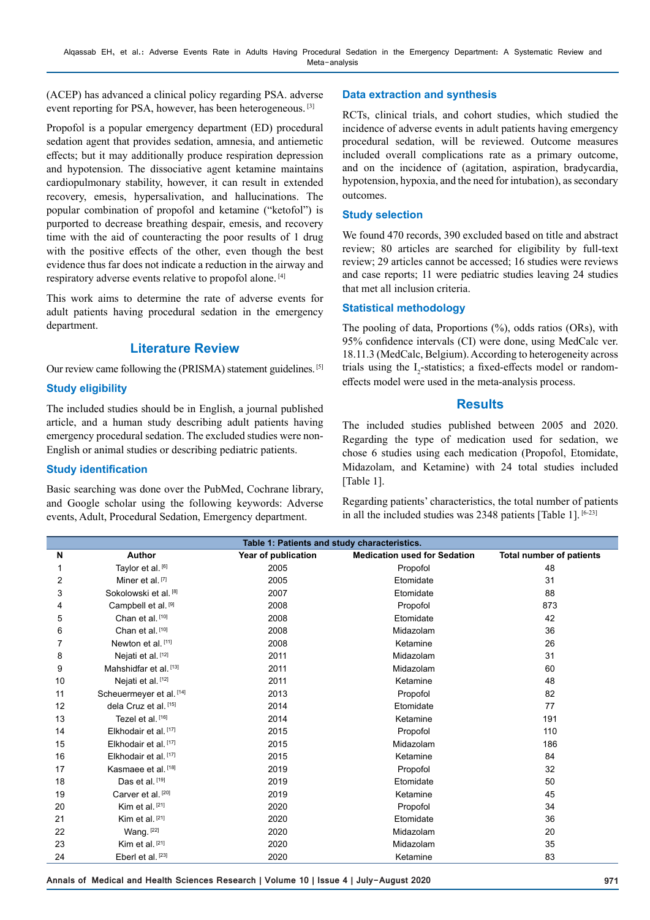(ACEP) has advanced a clinical policy regarding PSA. adverse event reporting for PSA, however, has been heterogeneous. [3]

Propofol is a popular emergency department (ED) procedural sedation agent that provides sedation, amnesia, and antiemetic effects; but it may additionally produce respiration depression and hypotension. The dissociative agent ketamine maintains cardiopulmonary stability, however, it can result in extended recovery, emesis, hypersalivation, and hallucinations. The popular combination of propofol and ketamine ("ketofol") is purported to decrease breathing despair, emesis, and recovery time with the aid of counteracting the poor results of 1 drug with the positive effects of the other, even though the best evidence thus far does not indicate a reduction in the airway and respiratory adverse events relative to propofol alone. [4]

This work aims to determine the rate of adverse events for adult patients having procedural sedation in the emergency department.

## Literature Review

Our review came following the (PRISMA) statement guidelines. [5]

### Study eligibility

The included studies should be in English, a journal published article, and a human study describing adult patients having emergency procedural sedation. The excluded studies were non-English or animal studies or describing pediatric patients.

### Study identification

Basic searching was done over the PubMed, Cochrane library, and Google scholar using the following keywords: Adverse events, Adult, Procedural Sedation, Emergency department.

### Data extraction and synthesis

RCTs, clinical trials, and cohort studies, which studied the incidence of adverse events in adult patients having emergency procedural sedation, will be reviewed. Outcome measures included overall complications rate as a primary outcome, and on the incidence of (agitation, aspiration, bradycardia, hypotension, hypoxia, and the need for intubation), as secondary outcomes.

### Study selection

We found 470 records, 390 excluded based on title and abstract review; 80 articles are searched for eligibility by full-text review; 29 articles cannot be accessed; 16 studies were reviews and case reports; 11 were pediatric studies leaving 24 studies that met all inclusion criteria.

### Statistical methodology

The pooling of data, Proportions (%), odds ratios (ORs), with 95% confidence intervals (CI) were done, using MedCalc ver. 18.11.3 (MedCalc, Belgium). According to heterogeneity across trials using the $I_2$-statistics; a fixed-effects model or random-effects model were used in the meta-analysis process.

## Results

The included studies published between 2005 and 2020. Regarding the type of medication used for sedation, we chose 6 studies using each medication (Propofol, Etomidate, Midazolam, and Ketamine) with 24 total studies included [Table 1].

Regarding patients' characteristics, the total number of patients in all the included studies was 2348 patients [Table 1]. [6-23]

**Table 1: Patients and study characteristics.**

| N | Author | Year of publication | Medication used for Sedation | Total number of patients |
|---|---|---|---|---|
| 1 | Taylor et al. [6] | 2005 | Propofol | 48 |
| 2 | Miner et al. [7] | 2005 | Etomidate | 31 |
| 3 | Sokolowski et al. [8] | 2007 | Etomidate | 88 |
| 4 | Campbell et al. [9] | 2008 | Propofol | 873 |
| 5 | Chan et al. [10] | 2008 | Etomidate | 42 |
| 6 | Chan et al. [10] | 2008 | Midazolam | 36 |
| 7 | Newton et al. [11] | 2008 | Ketamine | 26 |
| 8 | Nejati et al. [12] | 2011 | Midazolam | 31 |
| 9 | Mahshidfar et al. [13] | 2011 | Midazolam | 60 |
| 10 | Nejati et al. [12] | 2011 | Ketamine | 48 |
| 11 | Scheuermeyer et al. [14] | 2013 | Propofol | 82 |
| 12 | dela Cruz et al. [15] | 2014 | Etomidate | 77 |
| 13 | Tezel et al. [16] | 2014 | Ketamine | 191 |
| 14 | Elkhodair et al. [17] | 2015 | Propofol | 110 |
| 15 | Elkhodair et al. [17] | 2015 | Midazolam | 186 |
| 16 | Elkhodair et al. [17] | 2015 | Ketamine | 84 |
| 17 | Kasmaee et al. [18] | 2019 | Propofol | 32 |
| 18 | Das et al. [19] | 2019 | Etomidate | 50 |
| 19 | Carver et al. [20] | 2019 | Ketamine | 45 |
| 20 | Kim et al. [21] | 2020 | Propofol | 34 |
| 21 | Kim et al. [21] | 2020 | Etomidate | 36 |
| 22 | Wang. [22] | 2020 | Midazolam | 20 |
| 23 | Kim et al. [21] | 2020 | Midazolam | 35 |
| 24 | Eberl et al. [23] | 2020 | Ketamine | 83 |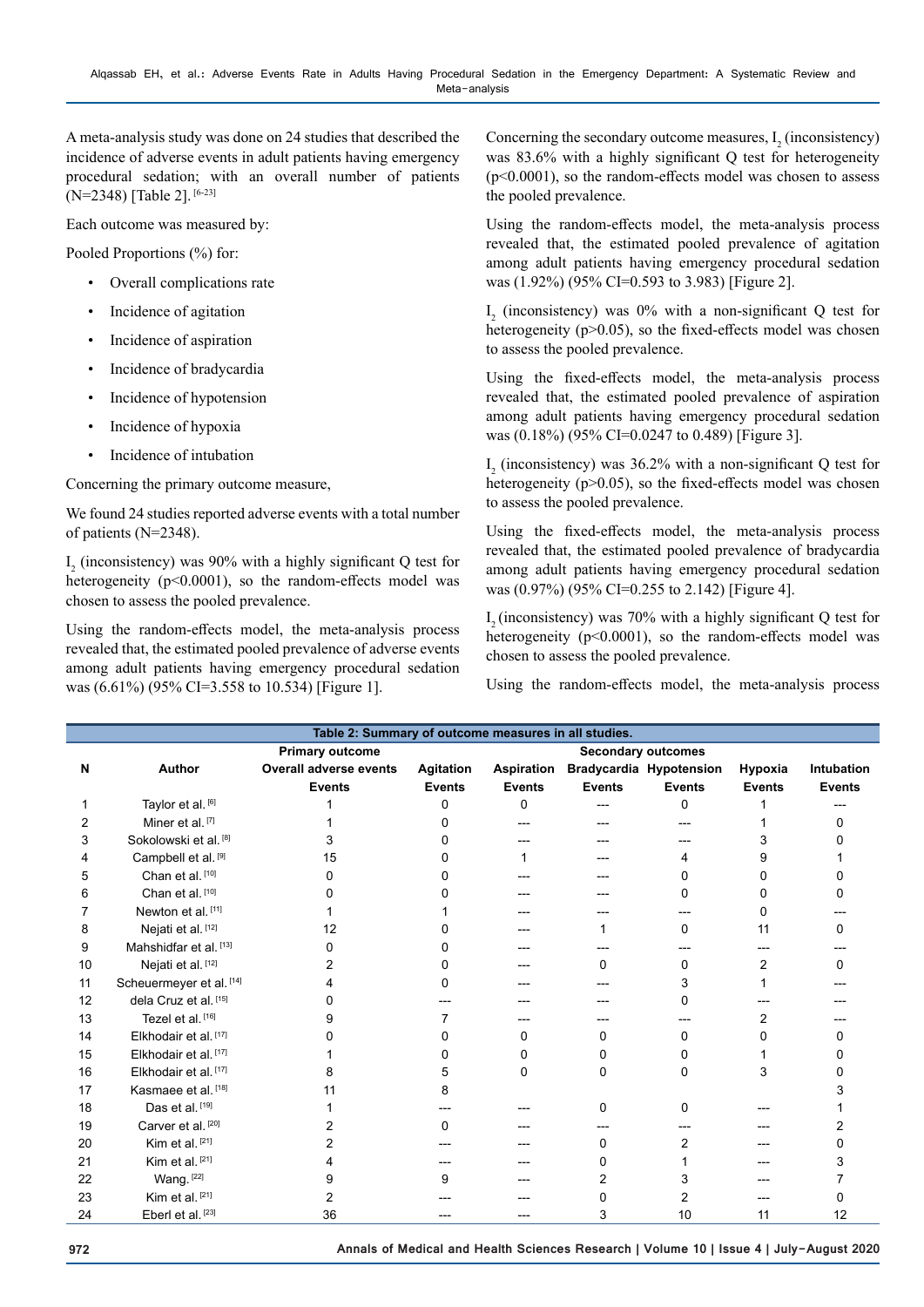A meta-analysis study was done on 24 studies that described the incidence of adverse events in adult patients having emergency procedural sedation; with an overall number of patients (N=2348) [Table 2]. [6-23]

Each outcome was measured by:

Pooled Proportions (%) for:

- Overall complications rate
- Incidence of agitation
- Incidence of aspiration
- Incidence of bradycardia
- Incidence of hypotension
- Incidence of hypoxia
- Incidence of intubation

Concerning the primary outcome measure,

We found 24 studies reported adverse events with a total number of patients (N=2348).

$I_2$ (inconsistency) was 90% with a highly significant Q test for heterogeneity ($p<0.0001$), so the random-effects model was chosen to assess the pooled prevalence.

Using the random-effects model, the meta-analysis process revealed that, the estimated pooled prevalence of adverse events among adult patients having emergency procedural sedation was (6.61%) (95% CI=3.558 to 10.534) [Figure 1].

Concerning the secondary outcome measures, $I_2$ (inconsistency) was 83.6% with a highly significant Q test for heterogeneity ($p<0.0001$), so the random-effects model was chosen to assess the pooled prevalence.

Using the random-effects model, the meta-analysis process revealed that, the estimated pooled prevalence of agitation among adult patients having emergency procedural sedation was (1.92%) (95% CI=0.593 to 3.983) [Figure 2].

$I_2$ (inconsistency) was 0% with a non-significant Q test for heterogeneity ($p>0.05$), so the fixed-effects model was chosen to assess the pooled prevalence.

Using the fixed-effects model, the meta-analysis process revealed that, the estimated pooled prevalence of aspiration among adult patients having emergency procedural sedation was (0.18%) (95% CI=0.0247 to 0.489) [Figure 3].

$I_2$ (inconsistency) was 36.2% with a non-significant Q test for heterogeneity ($p>0.05$), so the fixed-effects model was chosen to assess the pooled prevalence.

Using the fixed-effects model, the meta-analysis process revealed that, the estimated pooled prevalence of bradycardia among adult patients having emergency procedural sedation was (0.97%) (95% CI=0.255 to 2.142) [Figure 4].

$I_2$ (inconsistency) was 70% with a highly significant Q test for heterogeneity ($p<0.0001$), so the random-effects model was chosen to assess the pooled prevalence.

Using the random-effects model, the meta-analysis process

**Table 2: Summary of outcome measures in all studies.**

| N | Author | Primary outcome | Secondary outcomes | | | | | |
|---|---|---|---|---|---|---|---|---|
| | | Overall adverse events | Agitation | Aspiration | Bradycardia | Hypotension | Hypoxia | Intubation |
| | | Events | Events | Events | Events | Events | Events | Events |
| 1 | Taylor et al. [6] | 1 | 0 | 0 | --- | 0 | 1 | --- |
| 2 | Miner et al. [7] | 1 | 0 | --- | --- | --- | 1 | 0 |
| 3 | Sokolowski et al. [8] | 3 | 0 | --- | --- | --- | 3 | 0 |
| 4 | Campbell et al. [9] | 15 | 0 | 1 | --- | 4 | 9 | 1 |
| 5 | Chan et al. [10] | 0 | 0 | --- | --- | 0 | 0 | 0 |
| 6 | Chan et al. [10] | 0 | 0 | --- | --- | 0 | 0 | 0 |
| 7 | Newton et al. [11] | 1 | 1 | --- | --- | --- | 0 | --- |
| 8 | Nejati et al. [12] | 12 | 0 | --- | 1 | 0 | 11 | 0 |
| 9 | Mahshidfar et al. [13] | 0 | 0 | --- | --- | --- | --- | --- |
| 10 | Nejati et al. [12] | 2 | 0 | --- | 0 | 0 | 2 | 0 |
| 11 | Scheuermeyer et al. [14] | 4 | 0 | --- | --- | 3 | 1 | --- |
| 12 | dela Cruz et al. [15] | 0 | --- | --- | --- | 0 | --- | --- |
| 13 | Tezel et al. [16] | 9 | 7 | --- | --- | --- | 2 | --- |
| 14 | Elkhodair et al. [17] | 0 | 0 | 0 | 0 | 0 | 0 | 0 |
| 15 | Elkhodair et al. [17] | 1 | 0 | 0 | 0 | 0 | 1 | 0 |
| 16 | Elkhodair et al. [17] | 8 | 5 | 0 | 0 | 0 | 3 | 0 |
| 17 | Kasmaee et al. [18] | 11 | 8 | | | | | 3 |
| 18 | Das et al. [19] | 1 | --- | --- | 0 | 0 | --- | 1 |
| 19 | Carver et al. [20] | 2 | 0 | --- | --- | --- | --- | 2 |
| 20 | Kim et al. [21] | 2 | --- | --- | 0 | 2 | --- | 0 |
| 21 | Kim et al. [21] | 4 | --- | --- | 0 | 1 | --- | 3 |
| 22 | Wang. [22] | 9 | 9 | --- | 2 | 3 | --- | 7 |
| 23 | Kim et al. [21] | 2 | --- | --- | 0 | 2 | --- | 0 |
| 24 | Eberl et al. [23] | 36 | --- | --- | 3 | 10 | 11 | 12 |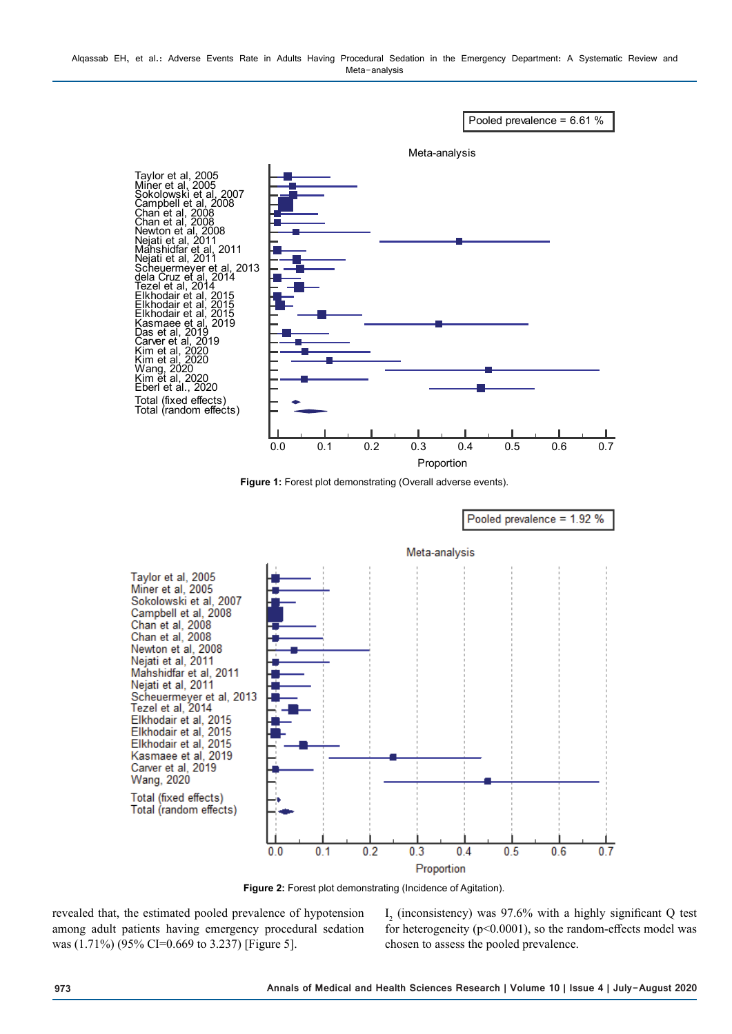Pooled prevalence = 6.61 %

Meta-analysis

Taylor et al, 2005
Miner et al, 2005
Sokolowski et al, 2007
Campbell et al, 2008
Chan et al, 2008
Chan et al, 2008
Newton et al, 2008
Nejati et al, 2011
Mahshidfar et al, 2011
Nejati et al, 2011
Scheuermeyer et al, 2013
dela Cruz et al, 2014
Tezel et al, 2014
Elkhodair et al, 2015
Elkhodair et al, 2015
Elkhodair et al, 2015
Kasmaee et al, 2019
Das et al, 2019
Carver et al, 2019
Kim et al, 2020
Kim et al, 2020
Wang, 2020
Kim et al, 2020
Eberl et al., 2020
Total (fixed effects)
Total (random effects)

0.0 0.1 0.2 0.3 0.4 0.5 0.6 0.7

Proportion

**Figure 1:** Forest plot demonstrating (Overall adverse events).

Pooled prevalence = 1.92 %

Meta-analysis

Taylor et al, 2005
Miner et al, 2005
Sokolowski et al, 2007
Campbell et al, 2008
Chan et al, 2008
Chan et al, 2008
Newton et al, 2008
Nejati et al, 2011
Mahshidfar et al, 2011
Nejati et al, 2011
Scheuermeyer et al, 2013
Tezel et al, 2014
Elkhodair et al, 2015
Elkhodair et al, 2015
Elkhodair et al, 2015
Kasmaee et al, 2019
Carver et al, 2019
Wang, 2020
Total (fixed effects)
Total (random effects)

0.0 0.1 0.2 0.3 0.4 0.5 0.6 0.7

Proportion

**Figure 2:** Forest plot demonstrating (Incidence of Agitation).

revealed that, the estimated pooled prevalence of hypotension among adult patients having emergency procedural sedation was (1.71%) (95% CI=0.669 to 3.237) [Figure 5].

$I_2$ (inconsistency) was 97.6% with a highly significant Q test for heterogeneity ($p<0.0001$), so the random-effects model was chosen to assess the pooled prevalence.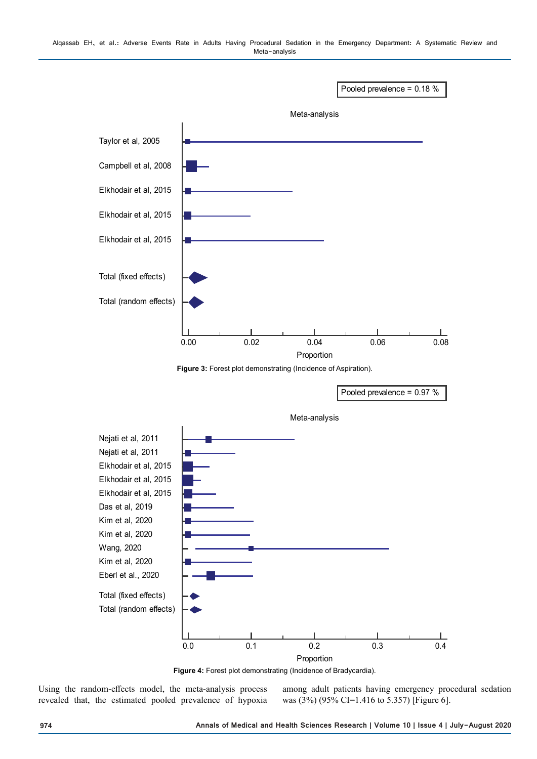Pooled prevalence = 0.18 %

Meta-analysis

Taylor et al, 2005

Campbell et al, 2008

Elkhodair et al, 2015

Elkhodair et al, 2015

Elkhodair et al, 2015

Total (fixed effects)

Total (random effects)

0.00 0.02 0.04 0.06 0.08

Proportion

**Figure 3:** Forest plot demonstrating (Incidence of Aspiration).

Pooled prevalence = 0.97 %

Meta-analysis

Nejati et al, 2011

Nejati et al, 2011

Elkhodair et al, 2015

Elkhodair et al, 2015

Elkhodair et al, 2015

Das et al, 2019

Kim et al, 2020

Kim et al, 2020

Wang, 2020

Kim et al, 2020

Eberl et al., 2020

Total (fixed effects)

Total (random effects)

0.0 0.1 0.2 0.3 0.4

Proportion

**Figure 4:** Forest plot demonstrating (Incidence of Bradycardia).

Using the random-effects model, the meta-analysis process revealed that, the estimated pooled prevalence of hypoxia among adult patients having emergency procedural sedation was (3%) (95% CI=1.416 to 5.357) [Figure 6].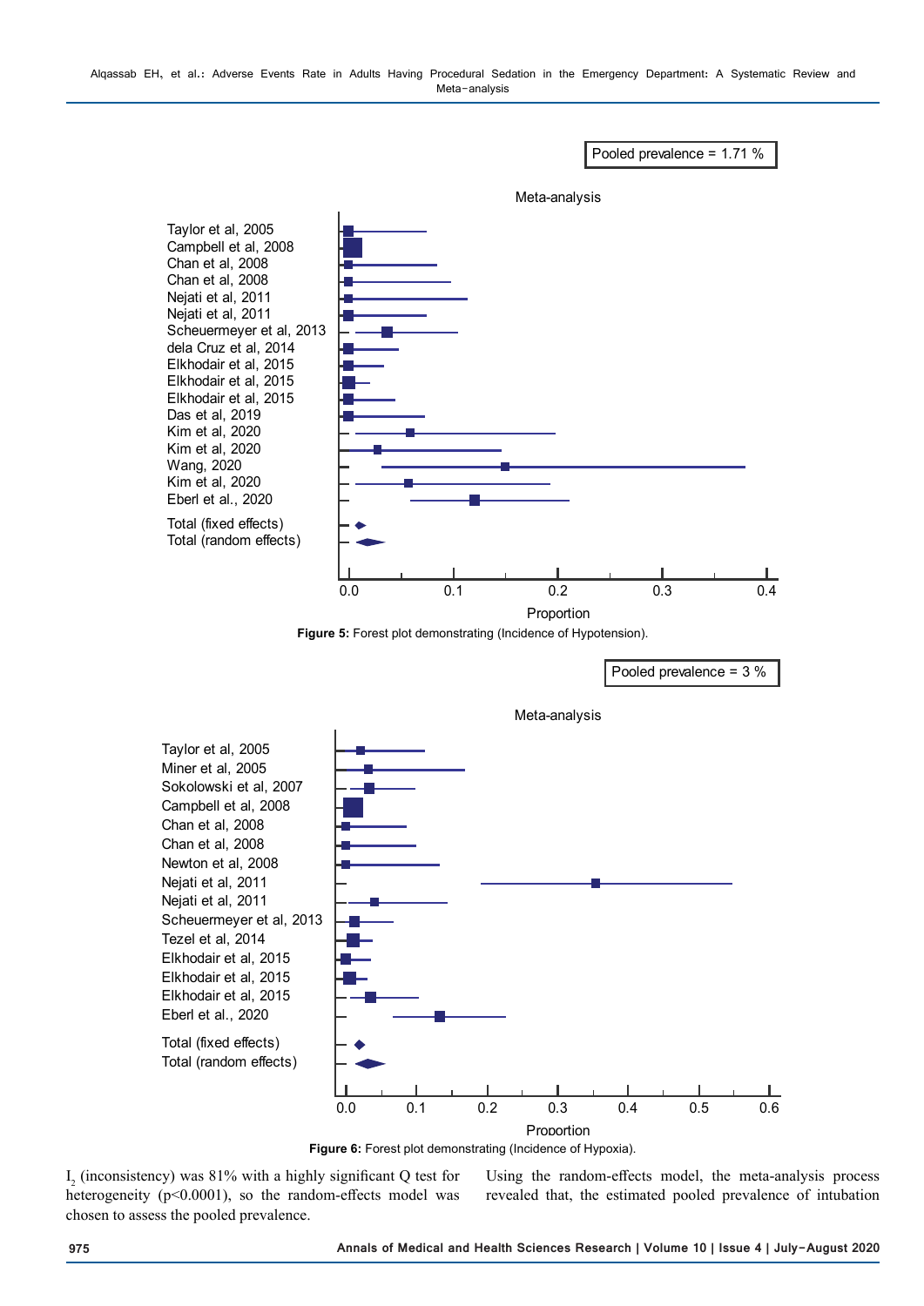Pooled prevalence = 1.71 %

Meta-analysis

Taylor et al, 2005
Campbell et al, 2008
Chan et al, 2008
Chan et al, 2008
Nejati et al, 2011
Nejati et al, 2011
Scheuermeyer et al, 2013
dela Cruz et al, 2014
Elkhodair et al, 2015
Elkhodair et al, 2015
Elkhodair et al, 2015
Das et al, 2019
Kim et al, 2020
Kim et al, 2020
Wang, 2020
Kim et al, 2020
Eberl et al., 2020

Total (fixed effects)
Total (random effects)

0.0 0.1 0.2 0.3 0.4

Proportion

**Figure 5:** Forest plot demonstrating (Incidence of Hypotension).

Pooled prevalence = 3 %

Meta-analysis

Taylor et al, 2005
Miner et al, 2005
Sokolowski et al, 2007
Campbell et al, 2008
Chan et al, 2008
Chan et al, 2008
Newton et al, 2008
Nejati et al, 2011
Nejati et al, 2011
Scheuermeyer et al, 2013
Tezel et al, 2014
Elkhodair et al, 2015
Elkhodair et al, 2015
Elkhodair et al, 2015
Eberl et al., 2020

Total (fixed effects)
Total (random effects)

0.0 0.1 0.2 0.3 0.4 0.5 0.6

Proportion

**Figure 6:** Forest plot demonstrating (Incidence of Hypoxia).

$I_2$ (inconsistency) was 81% with a highly significant Q test for heterogeneity ($p<0.0001$), so the random-effects model was chosen to assess the pooled prevalence.

Using the random-effects model, the meta-analysis process revealed that, the estimated pooled prevalence of intubation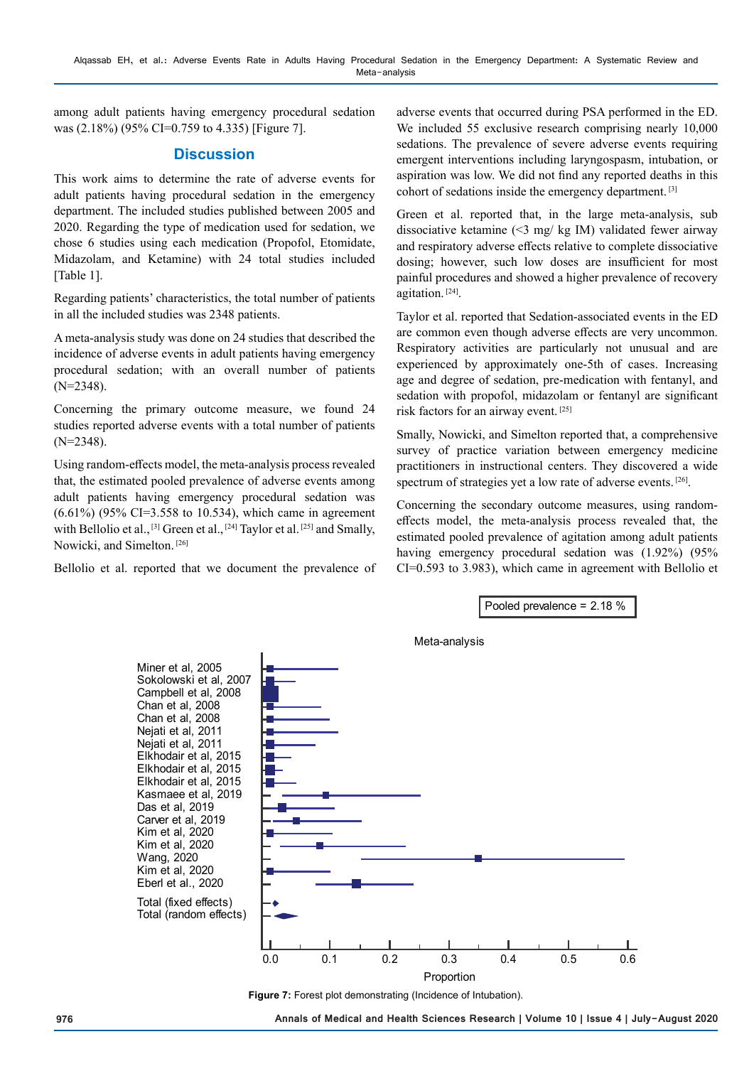among adult patients having emergency procedural sedation was (2.18%) (95% CI=0.759 to 4.335) [Figure 7].

## Discussion

This work aims to determine the rate of adverse events for adult patients having procedural sedation in the emergency department. The included studies published between 2005 and 2020. Regarding the type of medication used for sedation, we chose 6 studies using each medication (Propofol, Etomidate, Midazolam, and Ketamine) with 24 total studies included [Table 1].

Regarding patients' characteristics, the total number of patients in all the included studies was 2348 patients.

A meta-analysis study was done on 24 studies that described the incidence of adverse events in adult patients having emergency procedural sedation; with an overall number of patients (N=2348).

Concerning the primary outcome measure, we found 24 studies reported adverse events with a total number of patients (N=2348).

Using random-effects model, the meta-analysis process revealed that, the estimated pooled prevalence of adverse events among adult patients having emergency procedural sedation was (6.61%) (95% CI=3.558 to 10.534), which came in agreement with Bellolio et al.,[3] Green et al.,[24] Taylor et al.[25] and Smally, Nowicki, and Simelton.[26]

Bellolio et al. reported that we document the prevalence of adverse events that occurred during PSA performed in the ED. We included 55 exclusive research comprising nearly 10,000 sedations. The prevalence of severe adverse events requiring emergent interventions including laryngospasm, intubation, or aspiration was low. We did not find any reported deaths in this cohort of sedations inside the emergency department.[3]

Green et al. reported that, in the large meta-analysis, sub dissociative ketamine (<3 mg/ kg IM) validated fewer airway and respiratory adverse effects relative to complete dissociative dosing; however, such low doses are insufficient for most painful procedures and showed a higher prevalence of recovery agitation.[24].

Taylor et al. reported that Sedation-associated events in the ED are common even though adverse effects are very uncommon. Respiratory activities are particularly not unusual and are experienced by approximately one-5th of cases. Increasing age and degree of sedation, pre-medication with fentanyl, and sedation with propofol, midazolam or fentanyl are significant risk factors for an airway event.[25]

Smally, Nowicki, and Simelton reported that, a comprehensive survey of practice variation between emergency medicine practitioners in instructional centers. They discovered a wide spectrum of strategies yet a low rate of adverse events.[26].

Concerning the secondary outcome measures, using random-effects model, the meta-analysis process revealed that, the estimated pooled prevalence of agitation among adult patients having emergency procedural sedation was (1.92%) (95% CI=0.593 to 3.983), which came in agreement with Bellolio et

Pooled prevalence = 2.18 %

Meta-analysis

Miner et al, 2005
Sokolowski et al, 2007
Campbell et al, 2008
Chan et al, 2008
Chan et al, 2008
Nejati et al, 2011
Nejati et al, 2011
Elkhodair et al, 2015
Elkhodair et al, 2015
Elkhodair et al, 2015
Kasmaee et al, 2019
Das et al, 2019
Carver et al, 2019
Kim et al, 2020
Kim et al, 2020
Wang, 2020
Kim et al, 2020
Eberl et al., 2020

Total (fixed effects)
Total (random effects)

Proportion: 0.0 0.1 0.2 0.3 0.4 0.5 0.6

**Figure 7:** Forest plot demonstrating (Incidence of Intubation).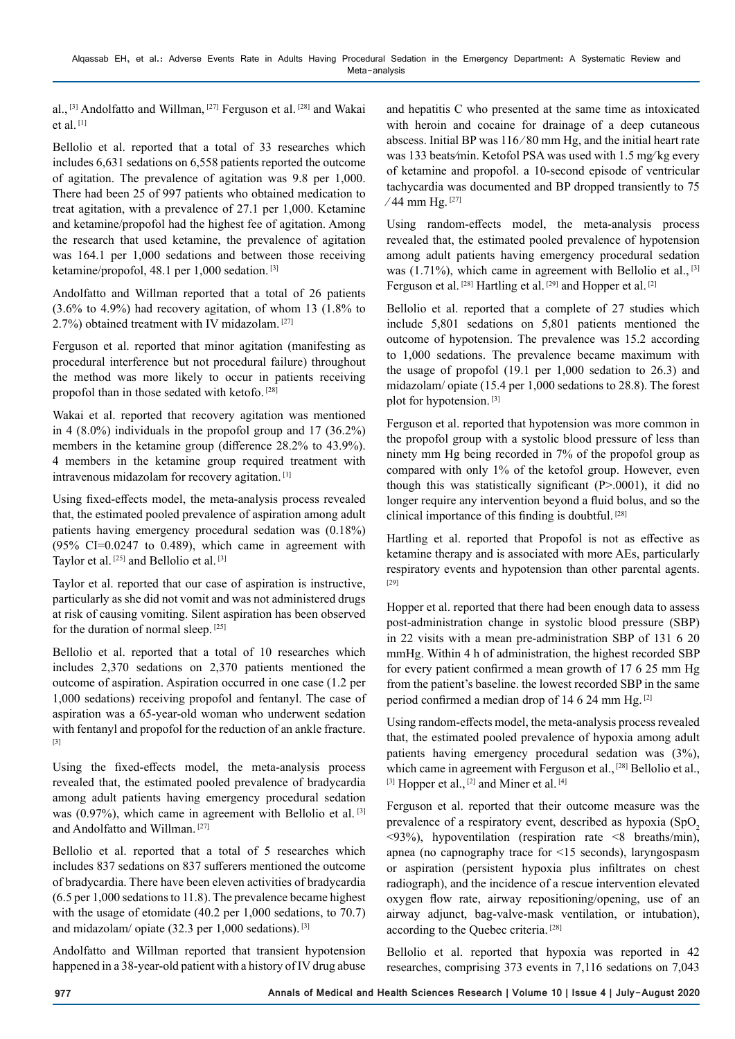al.,[3] Andolfatto and Willman,[27] Ferguson et al.[28] and Wakai et al.[1]

Bellolio et al. reported that a total of 33 researches which includes 6,631 sedations on 6,558 patients reported the outcome of agitation. The prevalence of agitation was 9.8 per 1,000. There had been 25 of 997 patients who obtained medication to treat agitation, with a prevalence of 27.1 per 1,000. Ketamine and ketamine/propofol had the highest fee of agitation. Among the research that used ketamine, the prevalence of agitation was 164.1 per 1,000 sedations and between those receiving ketamine/propofol, 48.1 per 1,000 sedation.[3]

Andolfatto and Willman reported that a total of 26 patients (3.6% to 4.9%) had recovery agitation, of whom 13 (1.8% to 2.7%) obtained treatment with IV midazolam.[27]

Ferguson et al. reported that minor agitation (manifesting as procedural interference but not procedural failure) throughout the method was more likely to occur in patients receiving propofol than in those sedated with ketofo.[28]

Wakai et al. reported that recovery agitation was mentioned in 4 (8.0%) individuals in the propofol group and 17 (36.2%) members in the ketamine group (difference 28.2% to 43.9%). 4 members in the ketamine group required treatment with intravenous midazolam for recovery agitation.[1]

Using fixed-effects model, the meta-analysis process revealed that, the estimated pooled prevalence of aspiration among adult patients having emergency procedural sedation was (0.18%) (95% CI=0.0247 to 0.489), which came in agreement with Taylor et al.[25] and Bellolio et al.[3]

Taylor et al. reported that our case of aspiration is instructive, particularly as she did not vomit and was not administered drugs at risk of causing vomiting. Silent aspiration has been observed for the duration of normal sleep.[25]

Bellolio et al. reported that a total of 10 researches which includes 2,370 sedations on 2,370 patients mentioned the outcome of aspiration. Aspiration occurred in one case (1.2 per 1,000 sedations) receiving propofol and fentanyl. The case of aspiration was a 65-year-old woman who underwent sedation with fentanyl and propofol for the reduction of an ankle fracture.[3]

Using the fixed-effects model, the meta-analysis process revealed that, the estimated pooled prevalence of bradycardia among adult patients having emergency procedural sedation was (0.97%), which came in agreement with Bellolio et al.[3] and Andolfatto and Willman.[27]

Bellolio et al. reported that a total of 5 researches which includes 837 sedations on 837 sufferers mentioned the outcome of bradycardia. There have been eleven activities of bradycardia (6.5 per 1,000 sedations to 11.8). The prevalence became highest with the usage of etomidate (40.2 per 1,000 sedations, to 70.7) and midazolam/ opiate (32.3 per 1,000 sedations).[3]

Andolfatto and Willman reported that transient hypotension happened in a 38-year-old patient with a history of IV drug abuse and hepatitis C who presented at the same time as intoxicated with heroin and cocaine for drainage of a deep cutaneous abscess. Initial BP was 116/80 mm Hg, and the initial heart rate was 133 beats/min. Ketofol PSA was used with 1.5 mg/kg every of ketamine and propofol. a 10-second episode of ventricular tachycardia was documented and BP dropped transiently to 75/44 mm Hg.[27]

Using random-effects model, the meta-analysis process revealed that, the estimated pooled prevalence of hypotension among adult patients having emergency procedural sedation was (1.71%), which came in agreement with Bellolio et al.,[3] Ferguson et al.[28] Hartling et al.[29] and Hopper et al.[2]

Bellolio et al. reported that a complete of 27 studies which include 5,801 sedations on 5,801 patients mentioned the outcome of hypotension. The prevalence was 15.2 according to 1,000 sedations. The prevalence became maximum with the usage of propofol (19.1 per 1,000 sedation to 26.3) and midazolam/ opiate (15.4 per 1,000 sedations to 28.8). The forest plot for hypotension.[3]

Ferguson et al. reported that hypotension was more common in the propofol group with a systolic blood pressure of less than ninety mm Hg being recorded in 7% of the propofol group as compared with only 1% of the ketofol group. However, even though this was statistically significant (P>.0001), it did no longer require any intervention beyond a fluid bolus, and so the clinical importance of this finding is doubtful.[28]

Hartling et al. reported that Propofol is not as effective as ketamine therapy and is associated with more AEs, particularly respiratory events and hypotension than other parental agents.[29]

Hopper et al. reported that there had been enough data to assess post-administration change in systolic blood pressure (SBP) in 22 visits with a mean pre-administration SBP of 131 6 20 mmHg. Within 4 h of administration, the highest recorded SBP for every patient confirmed a mean growth of 17 6 25 mm Hg from the patient's baseline. the lowest recorded SBP in the same period confirmed a median drop of 14 6 24 mm Hg.[2]

Using random-effects model, the meta-analysis process revealed that, the estimated pooled prevalence of hypoxia among adult patients having emergency procedural sedation was (3%), which came in agreement with Ferguson et al.,[28] Bellolio et al.,[3] Hopper et al.,[2] and Miner et al.[4]

Ferguson et al. reported that their outcome measure was the prevalence of a respiratory event, described as hypoxia ($SpO_2$ <93%), hypoventilation (respiration rate <8 breaths/min), apnea (no capnography trace for <15 seconds), laryngospasm or aspiration (persistent hypoxia plus infiltrates on chest radiograph), and the incidence of a rescue intervention elevated oxygen flow rate, airway repositioning/opening, use of an airway adjunct, bag-valve-mask ventilation, or intubation), according to the Quebec criteria.[28]

Bellolio et al. reported that hypoxia was reported in 42 researches, comprising 373 events in 7,116 sedations on 7,043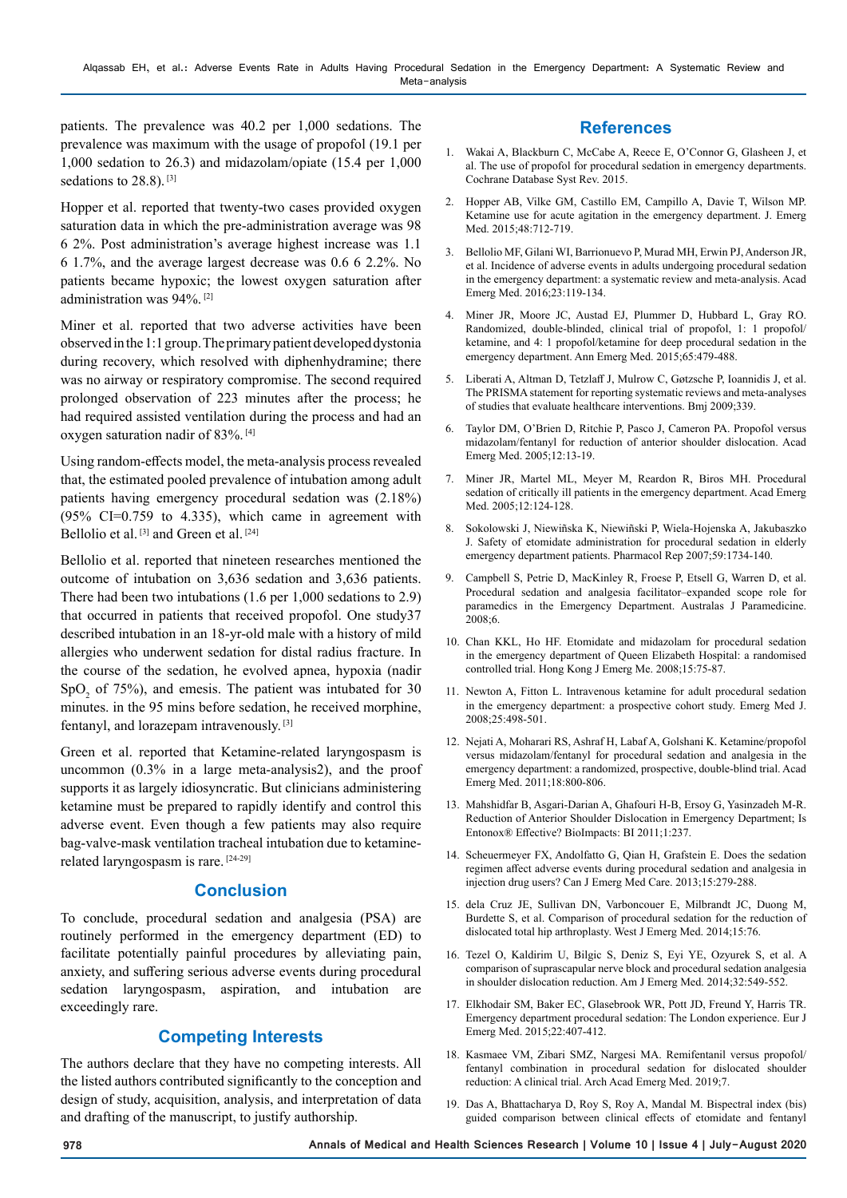patients. The prevalence was 40.2 per 1,000 sedations. The prevalence was maximum with the usage of propofol (19.1 per 1,000 sedation to 26.3) and midazolam/opiate (15.4 per 1,000 sedations to 28.8). [3]

Hopper et al. reported that twenty-two cases provided oxygen saturation data in which the pre-administration average was 98 6 2%. Post administration's average highest increase was 1.1 6 1.7%, and the average largest decrease was 0.6 6 2.2%. No patients became hypoxic; the lowest oxygen saturation after administration was 94%. [2]

Miner et al. reported that two adverse activities have been observed in the 1:1 group. The primary patient developed dystonia during recovery, which resolved with diphenhydramine; there was no airway or respiratory compromise. The second required prolonged observation of 223 minutes after the process; he had required assisted ventilation during the process and had an oxygen saturation nadir of 83%. [4]

Using random-effects model, the meta-analysis process revealed that, the estimated pooled prevalence of intubation among adult patients having emergency procedural sedation was (2.18%) (95% CI=0.759 to 4.335), which came in agreement with Bellolio et al. [3] and Green et al. [24]

Bellolio et al. reported that nineteen researches mentioned the outcome of intubation on 3,636 sedation and 3,636 patients. There had been two intubations (1.6 per 1,000 sedations to 2.9) that occurred in patients that received propofol. One study37 described intubation in an 18-yr-old male with a history of mild allergies who underwent sedation for distal radius fracture. In the course of the sedation, he evolved apnea, hypoxia (nadir $SpO_2$ of 75%), and emesis. The patient was intubated for 30 minutes. in the 95 mins before sedation, he received morphine, fentanyl, and lorazepam intravenously. [3]

Green et al. reported that Ketamine-related laryngospasm is uncommon (0.3% in a large meta-analysis2), and the proof supports it as largely idiosyncratic. But clinicians administering ketamine must be prepared to rapidly identify and control this adverse event. Even though a few patients may also require bag-valve-mask ventilation tracheal intubation due to ketamine-related laryngospasm is rare. [24-29]

## Conclusion

To conclude, procedural sedation and analgesia (PSA) are routinely performed in the emergency department (ED) to facilitate potentially painful procedures by alleviating pain, anxiety, and suffering serious adverse events during procedural sedation laryngospasm, aspiration, and intubation are exceedingly rare.

## Competing Interests

The authors declare that they have no competing interests. All the listed authors contributed significantly to the conception and design of study, acquisition, analysis, and interpretation of data and drafting of the manuscript, to justify authorship.

## References

1. Wakai A, Blackburn C, McCabe A, Reece E, O'Connor G, Glasheen J, et al. The use of propofol for procedural sedation in emergency departments. Cochrane Database Syst Rev. 2015.
2. Hopper AB, Vilke GM, Castillo EM, Campillo A, Davie T, Wilson MP. Ketamine use for acute agitation in the emergency department. J. Emerg Med. 2015;48:712-719.
3. Bellolio MF, Gilani WI, Barrionuevo P, Murad MH, Erwin PJ, Anderson JR, et al. Incidence of adverse events in adults undergoing procedural sedation in the emergency department: a systematic review and meta-analysis. Acad Emerg Med. 2016;23:119-134.
4. Miner JR, Moore JC, Austad EJ, Plummer D, Hubbard L, Gray RO. Randomized, double-blinded, clinical trial of propofol, 1: 1 propofol/ ketamine, and 4: 1 propofol/ketamine for deep procedural sedation in the emergency department. Ann Emerg Med. 2015;65:479-488.
5. Liberati A, Altman D, Tetzlaff J, Mulrow C, Gøtzsche P, Ioannidis J, et al. The PRISMA statement for reporting systematic reviews and meta-analyses of studies that evaluate healthcare interventions. Bmj 2009;339.
6. Taylor DM, O'Brien D, Ritchie P, Pasco J, Cameron PA. Propofol versus midazolam/fentanyl for reduction of anterior shoulder dislocation. Acad Emerg Med. 2005;12:13-19.
7. Miner JR, Martel ML, Meyer M, Reardon R, Biros MH. Procedural sedation of critically ill patients in the emergency department. Acad Emerg Med. 2005;12:124-128.
8. Sokolowski J, Niewiñska K, Niewiñski P, Wiela-Hojenska A, Jakubaszko J. Safety of etomidate administration for procedural sedation in elderly emergency department patients. Pharmacol Rep 2007;59:1734-140.
9. Campbell S, Petrie D, MacKinley R, Froese P, Etsell G, Warren D, et al. Procedural sedation and analgesia facilitator–expanded scope role for paramedics in the Emergency Department. Australas J Paramedicine. 2008;6.
10. Chan KKL, Ho HF. Etomidate and midazolam for procedural sedation in the emergency department of Queen Elizabeth Hospital: a randomised controlled trial. Hong Kong J Emerg Me. 2008;15:75-87.
11. Newton A, Fitton L. Intravenous ketamine for adult procedural sedation in the emergency department: a prospective cohort study. Emerg Med J. 2008;25:498-501.
12. Nejati A, Moharari RS, Ashraf H, Labaf A, Golshani K. Ketamine/propofol versus midazolam/fentanyl for procedural sedation and analgesia in the emergency department: a randomized, prospective, double-blind trial. Acad Emerg Med. 2011;18:800-806.
13. Mahshidfar B, Asgari-Darian A, Ghafouri H-B, Ersoy G, Yasinzadeh M-R. Reduction of Anterior Shoulder Dislocation in Emergency Department; Is Entonox® Effective? BioImpacts: BI 2011;1:237.
14. Scheuermeyer FX, Andolfatto G, Qian H, Grafstein E. Does the sedation regimen affect adverse events during procedural sedation and analgesia in injection drug users? Can J Emerg Med Care. 2013;15:279-288.
15. dela Cruz JE, Sullivan DN, Varboncouer E, Milbrandt JC, Duong M, Burdette S, et al. Comparison of procedural sedation for the reduction of dislocated total hip arthroplasty. West J Emerg Med. 2014;15:76.
16. Tezel O, Kaldirim U, Bilgic S, Deniz S, Eyi YE, Ozyurek S, et al. A comparison of suprascapular nerve block and procedural sedation analgesia in shoulder dislocation reduction. Am J Emerg Med. 2014;32:549-552.
17. Elkhodair SM, Baker EC, Glasebrook WR, Pott JD, Freund Y, Harris TR. Emergency department procedural sedation: The London experience. Eur J Emerg Med. 2015;22:407-412.
18. Kasmaee VM, Zibari SMZ, Nargesi MA. Remifentanil versus propofol/ fentanyl combination in procedural sedation for dislocated shoulder reduction: A clinical trial. Arch Acad Emerg Med. 2019;7.
19. Das A, Bhattacharya D, Roy S, Roy A, Mandal M. Bispectral index (bis) guided comparison between clinical effects of etomidate and fentanyl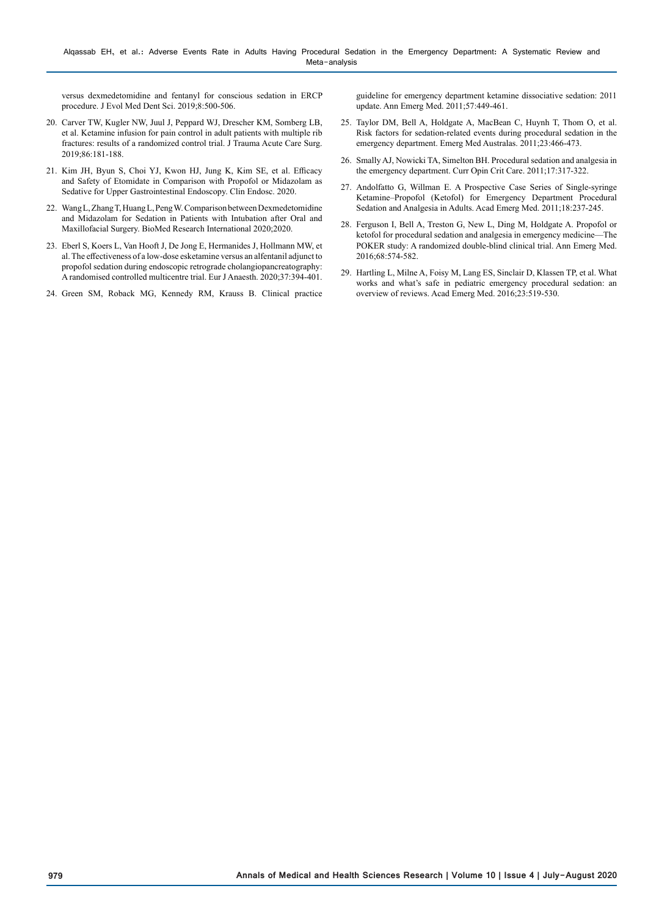versus dexmedetomidine and fentanyl for conscious sedation in ERCP procedure. J Evol Med Dent Sci. 2019;8:500-506.

20. Carver TW, Kugler NW, Juul J, Peppard WJ, Drescher KM, Somberg LB, et al. Ketamine infusion for pain control in adult patients with multiple rib fractures: results of a randomized control trial. J Trauma Acute Care Surg. 2019;86:181-188.

21. Kim JH, Byun S, Choi YJ, Kwon HJ, Jung K, Kim SE, et al. Efficacy and Safety of Etomidate in Comparison with Propofol or Midazolam as Sedative for Upper Gastrointestinal Endoscopy. Clin Endosc. 2020.

22. Wang L, Zhang T, Huang L, Peng W. Comparison between Dexmedetomidine and Midazolam for Sedation in Patients with Intubation after Oral and Maxillofacial Surgery. BioMed Research International 2020;2020.

23. Eberl S, Koers L, Van Hooft J, De Jong E, Hermanides J, Hollmann MW, et al. The effectiveness of a low-dose esketamine versus an alfentanil adjunct to propofol sedation during endoscopic retrograde cholangiopancreatography: A randomised controlled multicentre trial. Eur J Anaesth. 2020;37:394-401.

24. Green SM, Roback MG, Kennedy RM, Krauss B. Clinical practice guideline for emergency department ketamine dissociative sedation: 2011 update. Ann Emerg Med. 2011;57:449-461.

25. Taylor DM, Bell A, Holdgate A, MacBean C, Huynh T, Thom O, et al. Risk factors for sedation-related events during procedural sedation in the emergency department. Emerg Med Australas. 2011;23:466-473.

26. Smally AJ, Nowicki TA, Simelton BH. Procedural sedation and analgesia in the emergency department. Curr Opin Crit Care. 2011;17:317-322.

27. Andolfatto G, Willman E. A Prospective Case Series of Single-syringe Ketamine–Propofol (Ketofol) for Emergency Department Procedural Sedation and Analgesia in Adults. Acad Emerg Med. 2011;18:237-245.

28. Ferguson I, Bell A, Treston G, New L, Ding M, Holdgate A. Propofol or ketofol for procedural sedation and analgesia in emergency medicine—The POKER study: A randomized double-blind clinical trial. Ann Emerg Med. 2016;68:574-582.

29. Hartling L, Milne A, Foisy M, Lang ES, Sinclair D, Klassen TP, et al. What works and what's safe in pediatric emergency procedural sedation: an overview of reviews. Acad Emerg Med. 2016;23:519-530.